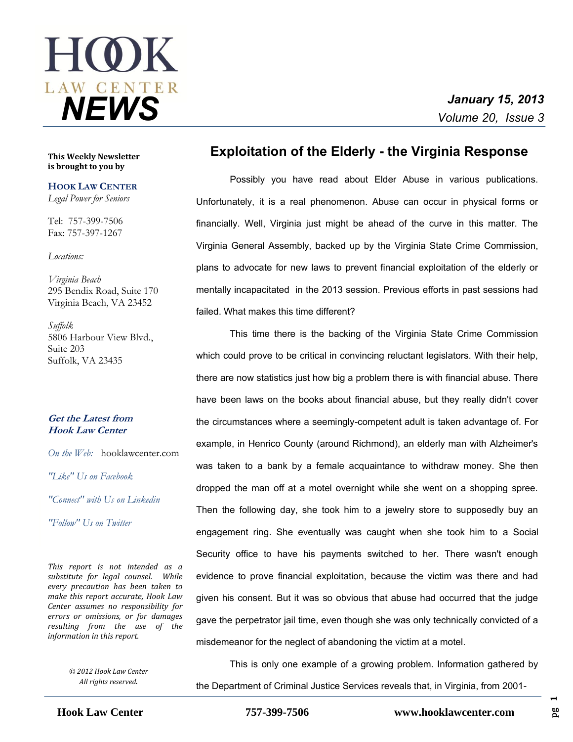# HOOK LAW CENTER NEWS

***January 15, 2013***
*Volume 20, Issue 3*

**This Weekly Newsletter is brought to you by**

**HOOK LAW CENTER**
*Legal Power for Seniors*

Tel: 757-399-7506
Fax: 757-397-1267

*Locations:*

*Virginia Beach*
295 Bendix Road, Suite 170
Virginia Beach, VA 23452

*Suffolk*
5806 Harbour View Blvd., Suite 203
Suffolk, VA 23435

***Get the Latest from Hook Law Center***

*On the Web:* hooklawcenter.com

*"Like" Us on Facebook*

*"Connect" with Us on Linkedin*

*"Follow" Us on Twitter*

*This report is not intended as a substitute for legal counsel. While every precaution has been taken to make this report accurate, Hook Law Center assumes no responsibility for errors or omissions, or for damages resulting from the use of the information in this report.*

*© 2012 Hook Law Center*
*All rights reserved.*

## Exploitation of the Elderly - the Virginia Response

Possibly you have read about Elder Abuse in various publications. Unfortunately, it is a real phenomenon. Abuse can occur in physical forms or financially. Well, Virginia just might be ahead of the curve in this matter. The Virginia General Assembly, backed up by the Virginia State Crime Commission, plans to advocate for new laws to prevent financial exploitation of the elderly or mentally incapacitated in the 2013 session. Previous efforts in past sessions had failed. What makes this time different?

This time there is the backing of the Virginia State Crime Commission which could prove to be critical in convincing reluctant legislators. With their help, there are now statistics just how big a problem there is with financial abuse. There have been laws on the books about financial abuse, but they really didn't cover the circumstances where a seemingly-competent adult is taken advantage of. For example, in Henrico County (around Richmond), an elderly man with Alzheimer's was taken to a bank by a female acquaintance to withdraw money. She then dropped the man off at a motel overnight while she went on a shopping spree. Then the following day, she took him to a jewelry store to supposedly buy an engagement ring. She eventually was caught when she took him to a Social Security office to have his payments switched to her. There wasn't enough evidence to prove financial exploitation, because the victim was there and had given his consent. But it was so obvious that abuse had occurred that the judge gave the perpetrator jail time, even though she was only technically convicted of a misdemeanor for the neglect of abandoning the victim at a motel.

This is only one example of a growing problem. Information gathered by the Department of Criminal Justice Services reveals that, in Virginia, from 2001-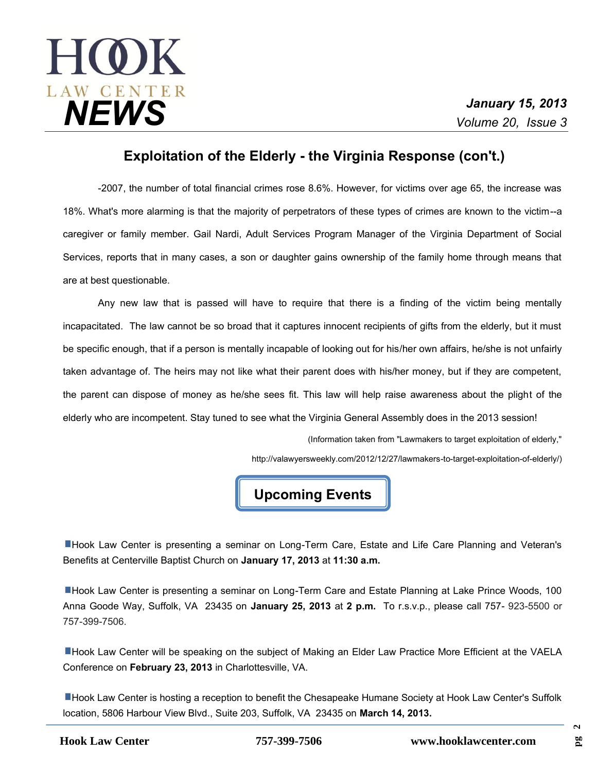## Exploitation of the Elderly - the Virginia Response (con't.)

-2007, the number of total financial crimes rose 8.6%. However, for victims over age 65, the increase was 18%. What's more alarming is that the majority of perpetrators of these types of crimes are known to the victim--a caregiver or family member. Gail Nardi, Adult Services Program Manager of the Virginia Department of Social Services, reports that in many cases, a son or daughter gains ownership of the family home through means that are at best questionable.

Any new law that is passed will have to require that there is a finding of the victim being mentally incapacitated. The law cannot be so broad that it captures innocent recipients of gifts from the elderly, but it must be specific enough, that if a person is mentally incapable of looking out for his/her own affairs, he/she is not unfairly taken advantage of. The heirs may not like what their parent does with his/her money, but if they are competent, the parent can dispose of money as he/she sees fit. This law will help raise awareness about the plight of the elderly who are incompetent. Stay tuned to see what the Virginia General Assembly does in the 2013 session!

(Information taken from "Lawmakers to target exploitation of elderly," http://valawyersweekly.com/2012/12/27/lawmakers-to-target-exploitation-of-elderly/)

## Upcoming Events

- Hook Law Center is presenting a seminar on Long-Term Care, Estate and Life Care Planning and Veteran's Benefits at Centerville Baptist Church on **January 17, 2013** at **11:30 a.m.**

- Hook Law Center is presenting a seminar on Long-Term Care and Estate Planning at Lake Prince Woods, 100 Anna Goode Way, Suffolk, VA 23435 on **January 25, 2013** at **2 p.m.** To r.s.v.p., please call 757- 923-5500 or 757-399-7506.

- Hook Law Center will be speaking on the subject of Making an Elder Law Practice More Efficient at the VAELA Conference on **February 23, 2013** in Charlottesville, VA.

- Hook Law Center is hosting a reception to benefit the Chesapeake Humane Society at Hook Law Center's Suffolk location, 5806 Harbour View Blvd., Suite 203, Suffolk, VA 23435 on **March 14, 2013.**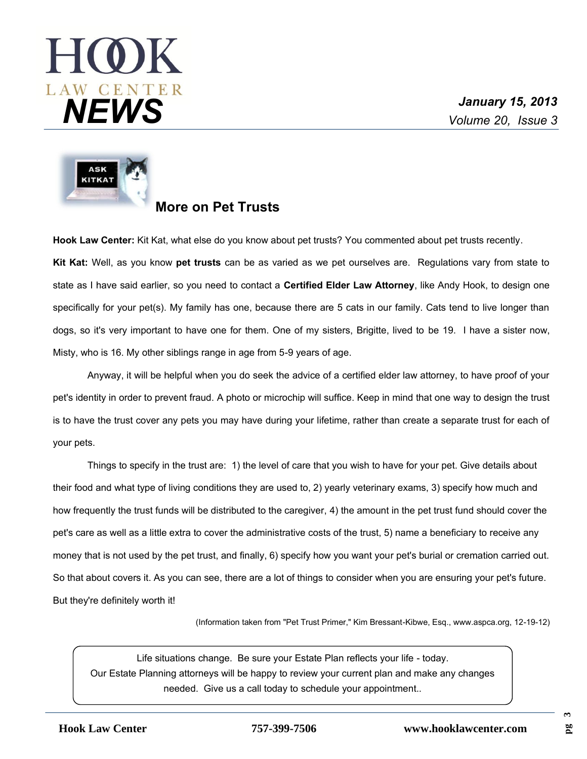# HOOK LAW CENTER NEWS

***January 15, 2013***
*Volume 20, Issue 3*

## More on Pet Trusts

**Hook Law Center:** Kit Kat, what else do you know about pet trusts? You commented about pet trusts recently.

**Kit Kat:** Well, as you know **pet trusts** can be as varied as we pet ourselves are. Regulations vary from state to state as I have said earlier, so you need to contact a **Certified Elder Law Attorney**, like Andy Hook, to design one specifically for your pet(s). My family has one, because there are 5 cats in our family. Cats tend to live longer than dogs, so it's very important to have one for them. One of my sisters, Brigitte, lived to be 19. I have a sister now, Misty, who is 16. My other siblings range in age from 5-9 years of age.

Anyway, it will be helpful when you do seek the advice of a certified elder law attorney, to have proof of your pet's identity in order to prevent fraud. A photo or microchip will suffice. Keep in mind that one way to design the trust is to have the trust cover any pets you may have during your lifetime, rather than create a separate trust for each of your pets.

Things to specify in the trust are: 1) the level of care that you wish to have for your pet. Give details about their food and what type of living conditions they are used to, 2) yearly veterinary exams, 3) specify how much and how frequently the trust funds will be distributed to the caregiver, 4) the amount in the pet trust fund should cover the pet's care as well as a little extra to cover the administrative costs of the trust, 5) name a beneficiary to receive any money that is not used by the pet trust, and finally, 6) specify how you want your pet's burial or cremation carried out. So that about covers it. As you can see, there are a lot of things to consider when you are ensuring your pet's future. But they're definitely worth it!

(Information taken from "Pet Trust Primer," Kim Bressant-Kibwe, Esq., www.aspca.org, 12-19-12)

Life situations change. Be sure your Estate Plan reflects your life - today.
Our Estate Planning attorneys will be happy to review your current plan and make any changes needed. Give us a call today to schedule your appointment..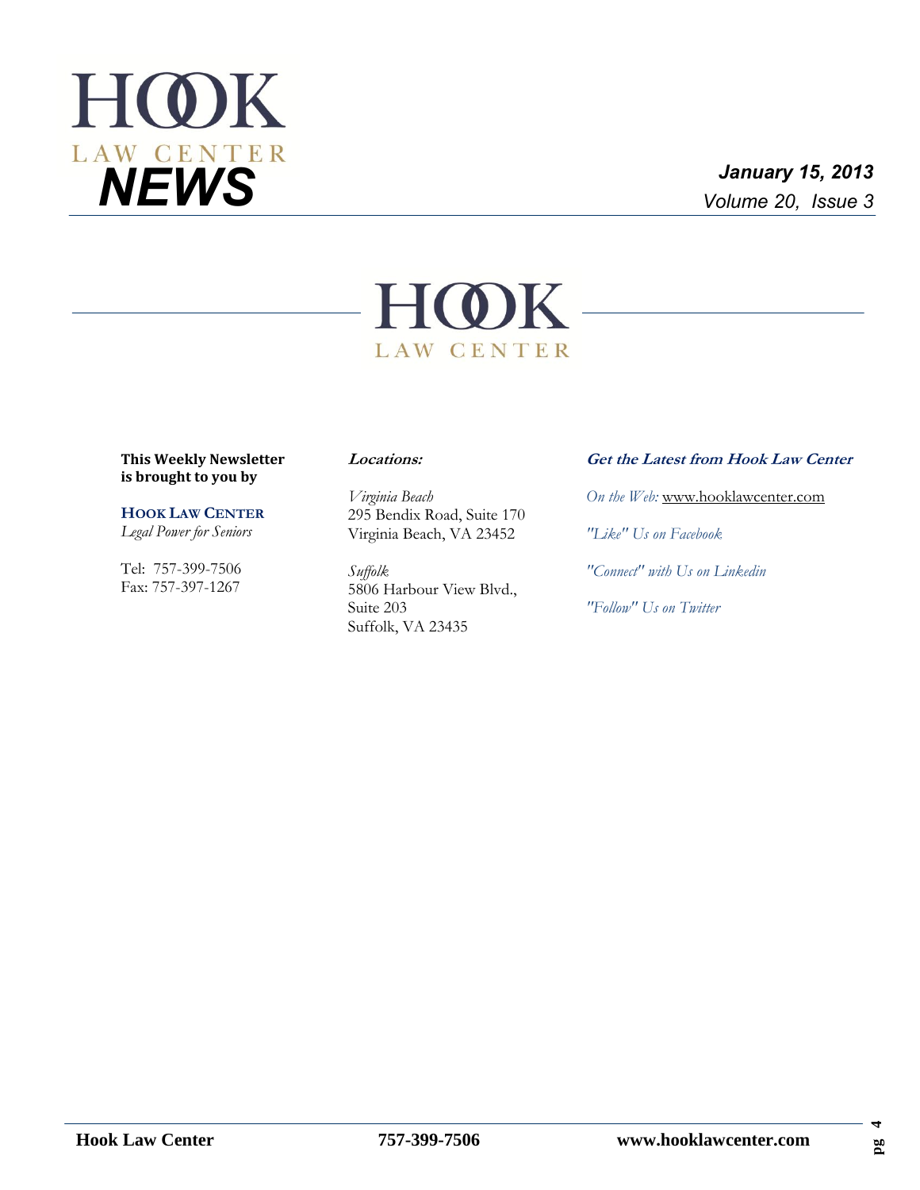# HOOK LAW CENTER NEWS

***January 15, 2013***

*Volume 20, Issue 3*

HOOK LAW CENTER

**This Weekly Newsletter is brought to you by**

**HOOK LAW CENTER**
*Legal Power for Seniors*

Tel: 757-399-7506
Fax: 757-397-1267

***Locations:***

*Virginia Beach*
295 Bendix Road, Suite 170
Virginia Beach, VA 23452

*Suffolk*
5806 Harbour View Blvd., Suite 203
Suffolk, VA 23435

***Get the Latest from Hook Law Center***

*On the Web:* www.hooklawcenter.com

*"Like" Us on Facebook*

*"Connect" with Us on Linkedin*

*"Follow" Us on Twitter*